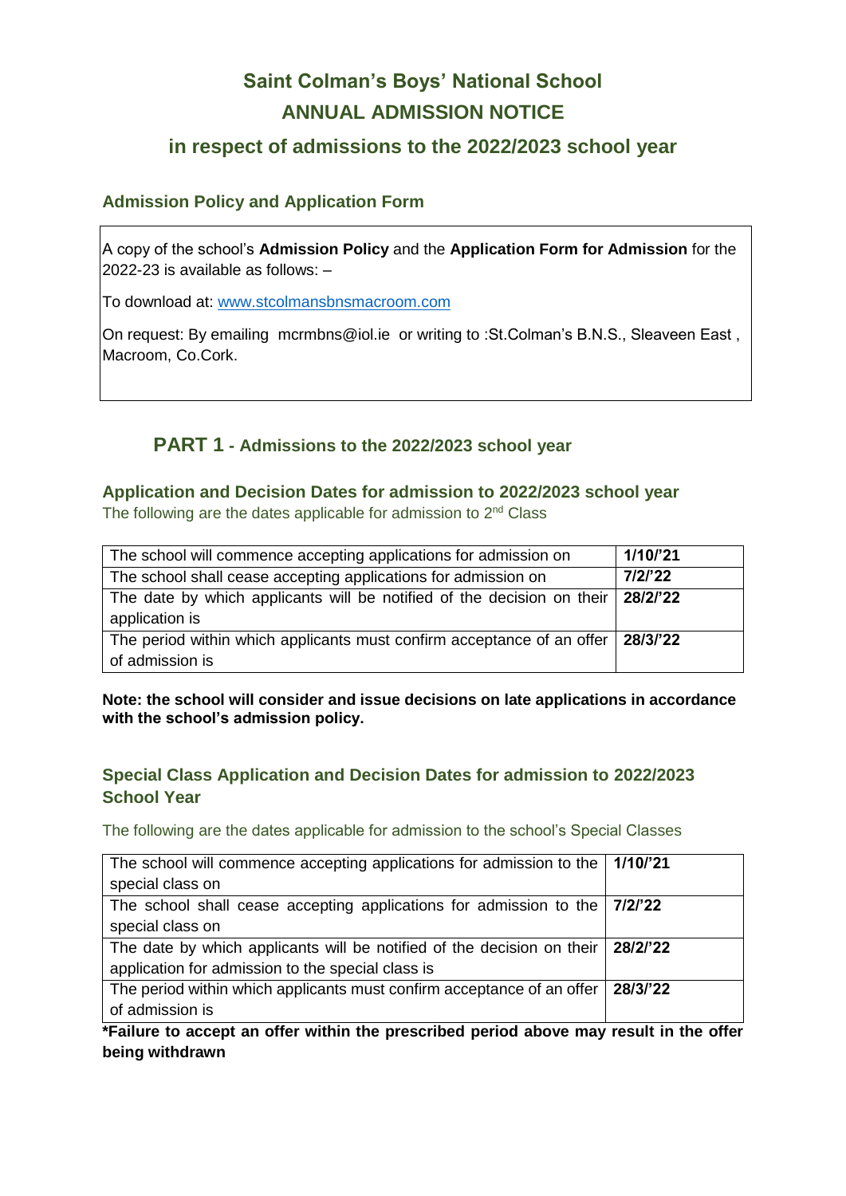# Saint Colman's Boys' National School
# ANNUAL ADMISSION NOTICE
## in respect of admissions to the 2022/2023 school year

### Admission Policy and Application Form

A copy of the school's **Admission Policy** and the **Application Form for Admission** for the 2022-23 is available as follows: –

To download at: www.stcolmansbnsmacroom.com

On request: By emailing mcrmbns@iol.ie or writing to :St.Colman's B.N.S., Sleaveen East , Macroom, Co.Cork.

## PART 1 - Admissions to the 2022/2023 school year

### Application and Decision Dates for admission to 2022/2023 school year

The following are the dates applicable for admission to 2nd Class

| | |
|---|---|
| The school will commence accepting applications for admission on | **1/10/'21** |
| The school shall cease accepting applications for admission on | **7/2/'22** |
| The date by which applicants will be notified of the decision on their application is | **28/2/'22** |
| The period within which applicants must confirm acceptance of an offer of admission is | **28/3/'22** |

**Note: the school will consider and issue decisions on late applications in accordance with the school's admission policy.**

### Special Class Application and Decision Dates for admission to 2022/2023 School Year

The following are the dates applicable for admission to the school's Special Classes

| | |
|---|---|
| The school will commence accepting applications for admission to the special class on | **1/10/'21** |
| The school shall cease accepting applications for admission to the special class on | **7/2/'22** |
| The date by which applicants will be notified of the decision on their application for admission to the special class is | **28/2/'22** |
| The period within which applicants must confirm acceptance of an offer of admission is | **28/3/'22** |

**\*Failure to accept an offer within the prescribed period above may result in the offer being withdrawn**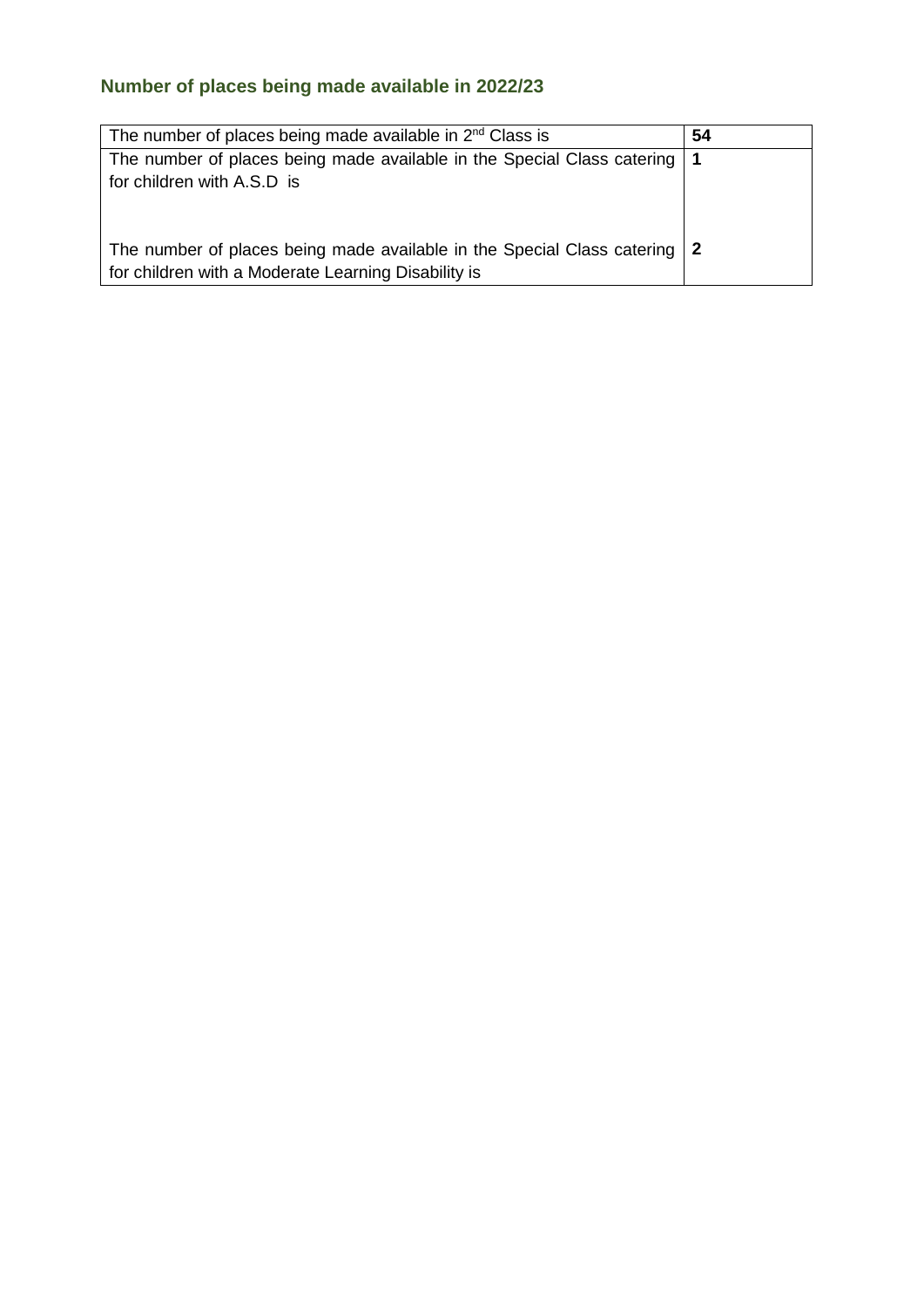## Number of places being made available in 2022/23

| | |
|---|---|
| The number of places being made available in 2nd Class is | **54** |
| The number of places being made available in the Special Class catering for children with A.S.D is | **1** |
| The number of places being made available in the Special Class catering for children with a Moderate Learning Disability is | **2** |